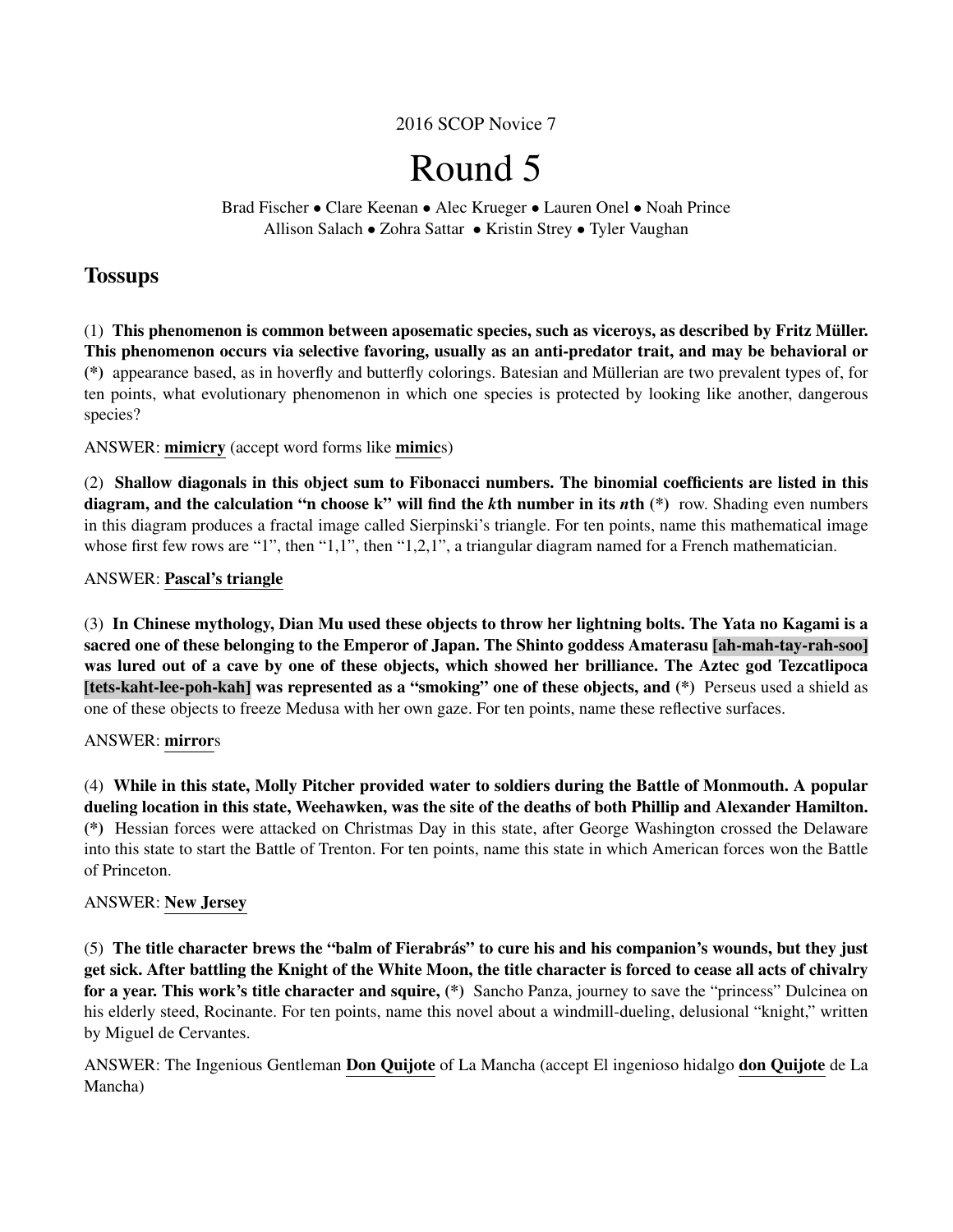2016 SCOP Novice 7

# Round 5

Brad Fischer • Clare Keenan • Alec Krueger • Lauren Onel • Noah Prince
Allison Salach • Zohra Sattar • Kristin Strey • Tyler Vaughan

## Tossups

(1) **This phenomenon is common between aposematic species, such as viceroys, as described by Fritz Müller. This phenomenon occurs via selective favoring, usually as an anti-predator trait, and may be behavioral or (*)** appearance based, as in hoverfly and butterfly colorings. Batesian and Müllerian are two prevalent types of, for ten points, what evolutionary phenomenon in which one species is protected by looking like another, dangerous species?

ANSWER: **mimicry** (accept word forms like **mimic**s)

(2) **Shallow diagonals in this object sum to Fibonacci numbers. The binomial coefficients are listed in this diagram, and the calculation "n choose k" will find the *k*th number in its *n*th (*)** row. Shading even numbers in this diagram produces a fractal image called Sierpinski's triangle. For ten points, name this mathematical image whose first few rows are "1", then "1,1", then "1,2,1", a triangular diagram named for a French mathematician.

ANSWER: **Pascal's triangle**

(3) **In Chinese mythology, Dian Mu used these objects to throw her lightning bolts. The Yata no Kagami is a sacred one of these belonging to the Emperor of Japan. The Shinto goddess Amaterasu [ah-mah-tay-rah-soo] was lured out of a cave by one of these objects, which showed her brilliance. The Aztec god Tezcatlipoca [tets-kaht-lee-poh-kah] was represented as a "smoking" one of these objects, and (*)** Perseus used a shield as one of these objects to freeze Medusa with her own gaze. For ten points, name these reflective surfaces.

ANSWER: **mirror**s

(4) **While in this state, Molly Pitcher provided water to soldiers during the Battle of Monmouth. A popular dueling location in this state, Weehawken, was the site of the deaths of both Phillip and Alexander Hamilton. (*)** Hessian forces were attacked on Christmas Day in this state, after George Washington crossed the Delaware into this state to start the Battle of Trenton. For ten points, name this state in which American forces won the Battle of Princeton.

ANSWER: **New Jersey**

(5) **The title character brews the "balm of Fierabrás" to cure his and his companion's wounds, but they just get sick. After battling the Knight of the White Moon, the title character is forced to cease all acts of chivalry for a year. This work's title character and squire, (*)** Sancho Panza, journey to save the "princess" Dulcinea on his elderly steed, Rocinante. For ten points, name this novel about a windmill-dueling, delusional "knight," written by Miguel de Cervantes.

ANSWER: The Ingenious Gentleman **Don Quijote** of La Mancha (accept El ingenioso hidalgo **don Quijote** de La Mancha)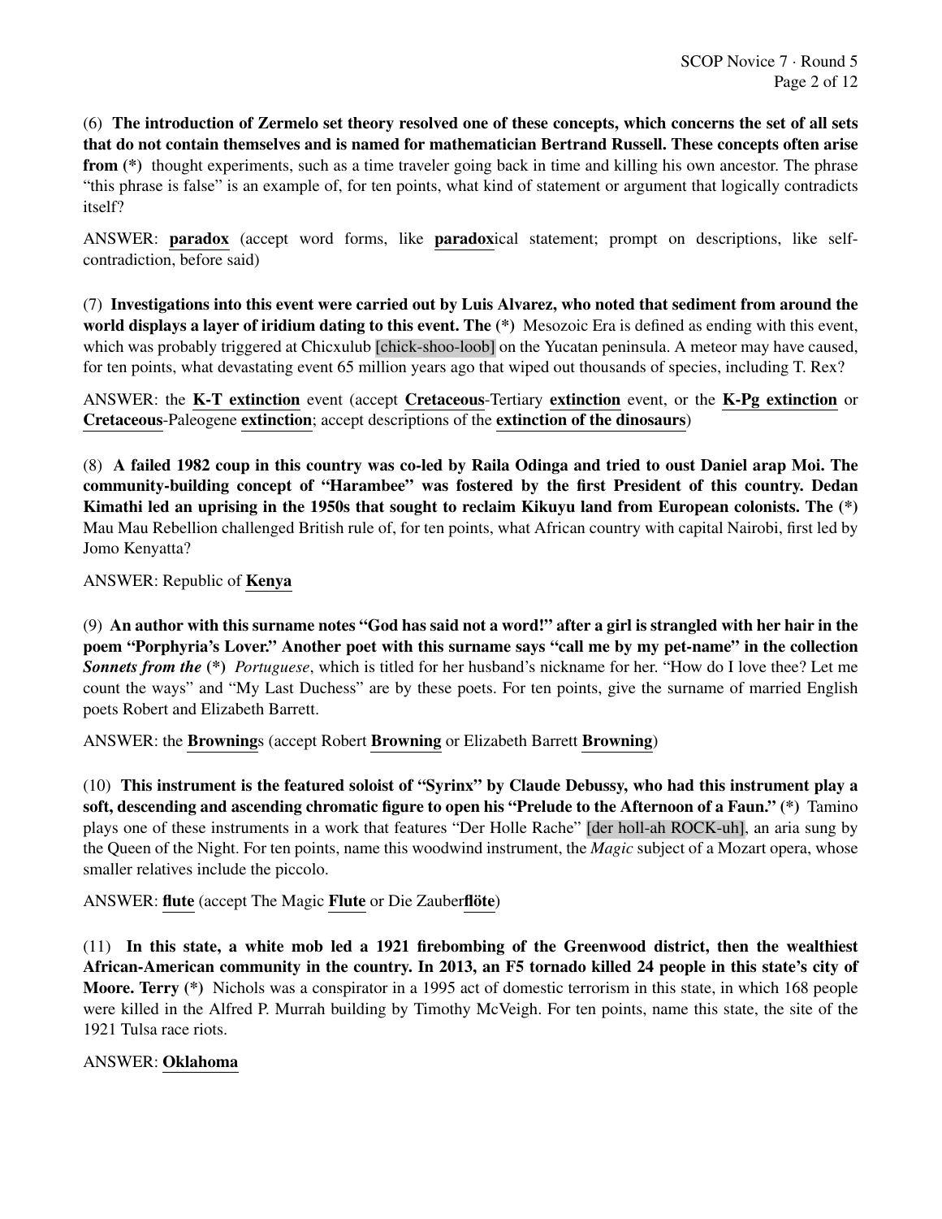(6) **The introduction of Zermelo set theory resolved one of these concepts, which concerns the set of all sets that do not contain themselves and is named for mathematician Bertrand Russell. These concepts often arise from (*)** thought experiments, such as a time traveler going back in time and killing his own ancestor. The phrase "this phrase is false" is an example of, for ten points, what kind of statement or argument that logically contradicts itself?

ANSWER: **paradox** (accept word forms, like **paradox**ical statement; prompt on descriptions, like self-contradiction, before said)

(7) **Investigations into this event were carried out by Luis Alvarez, who noted that sediment from around the world displays a layer of iridium dating to this event. The (*)** Mesozoic Era is defined as ending with this event, which was probably triggered at Chicxulub [chick-shoo-loob] on the Yucatan peninsula. A meteor may have caused, for ten points, what devastating event 65 million years ago that wiped out thousands of species, including T. Rex?

ANSWER: the **K-T extinction** event (accept **Cretaceous**-Tertiary **extinction** event, or the **K-Pg extinction** or **Cretaceous**-Paleogene **extinction**; accept descriptions of the **extinction of the dinosaurs**)

(8) **A failed 1982 coup in this country was co-led by Raila Odinga and tried to oust Daniel arap Moi. The community-building concept of "Harambee" was fostered by the first President of this country. Dedan Kimathi led an uprising in the 1950s that sought to reclaim Kikuyu land from European colonists. The (*)** Mau Mau Rebellion challenged British rule of, for ten points, what African country with capital Nairobi, first led by Jomo Kenyatta?

ANSWER: Republic of **Kenya**

(9) **An author with this surname notes "God has said not a word!" after a girl is strangled with her hair in the poem "Porphyria's Lover." Another poet with this surname says "call me by my pet-name" in the collection *Sonnets from the* (*)** *Portuguese*, which is titled for her husband's nickname for her. "How do I love thee? Let me count the ways" and "My Last Duchess" are by these poets. For ten points, give the surname of married English poets Robert and Elizabeth Barrett.

ANSWER: the **Browning**s (accept Robert **Browning** or Elizabeth Barrett **Browning**)

(10) **This instrument is the featured soloist of "Syrinx" by Claude Debussy, who had this instrument play a soft, descending and ascending chromatic figure to open his "Prelude to the Afternoon of a Faun." (*)** Tamino plays one of these instruments in a work that features "Der Holle Rache" [der holl-ah ROCK-uh], an aria sung by the Queen of the Night. For ten points, name this woodwind instrument, the *Magic* subject of a Mozart opera, whose smaller relatives include the piccolo.

ANSWER: **flute** (accept The Magic **Flute** or Die Zauber**flöte**)

(11) **In this state, a white mob led a 1921 firebombing of the Greenwood district, then the wealthiest African-American community in the country. In 2013, an F5 tornado killed 24 people in this state's city of Moore. Terry (*)** Nichols was a conspirator in a 1995 act of domestic terrorism in this state, in which 168 people were killed in the Alfred P. Murrah building by Timothy McVeigh. For ten points, name this state, the site of the 1921 Tulsa race riots.

ANSWER: **Oklahoma**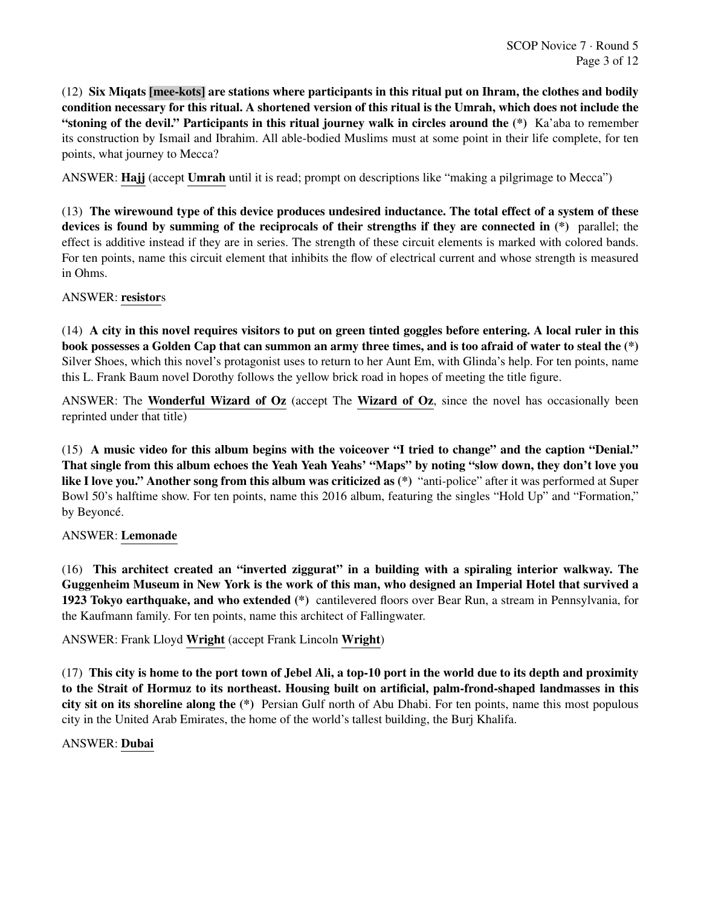(12) **Six Miqats [mee-kots] are stations where participants in this ritual put on Ihram, the clothes and bodily condition necessary for this ritual. A shortened version of this ritual is the Umrah, which does not include the "stoning of the devil." Participants in this ritual journey walk in circles around the (*)** Ka'aba to remember its construction by Ismail and Ibrahim. All able-bodied Muslims must at some point in their life complete, for ten points, what journey to Mecca?

ANSWER: **Hajj** (accept **Umrah** until it is read; prompt on descriptions like "making a pilgrimage to Mecca")

(13) **The wirewound type of this device produces undesired inductance. The total effect of a system of these devices is found by summing of the reciprocals of their strengths if they are connected in (*)** parallel; the effect is additive instead if they are in series. The strength of these circuit elements is marked with colored bands. For ten points, name this circuit element that inhibits the flow of electrical current and whose strength is measured in Ohms.

ANSWER: **resistor**s

(14) **A city in this novel requires visitors to put on green tinted goggles before entering. A local ruler in this book possesses a Golden Cap that can summon an army three times, and is too afraid of water to steal the (*)** Silver Shoes, which this novel's protagonist uses to return to her Aunt Em, with Glinda's help. For ten points, name this L. Frank Baum novel Dorothy follows the yellow brick road in hopes of meeting the title figure.

ANSWER: The **Wonderful Wizard of Oz** (accept The **Wizard of Oz**, since the novel has occasionally been reprinted under that title)

(15) **A music video for this album begins with the voiceover "I tried to change" and the caption "Denial." That single from this album echoes the Yeah Yeah Yeahs' "Maps" by noting "slow down, they don't love you like I love you." Another song from this album was criticized as (*)** "anti-police" after it was performed at Super Bowl 50's halftime show. For ten points, name this 2016 album, featuring the singles "Hold Up" and "Formation," by Beyoncé.

ANSWER: **Lemonade**

(16) **This architect created an "inverted ziggurat" in a building with a spiraling interior walkway. The Guggenheim Museum in New York is the work of this man, who designed an Imperial Hotel that survived a 1923 Tokyo earthquake, and who extended (*)** cantilevered floors over Bear Run, a stream in Pennsylvania, for the Kaufmann family. For ten points, name this architect of Fallingwater.

ANSWER: Frank Lloyd **Wright** (accept Frank Lincoln **Wright**)

(17) **This city is home to the port town of Jebel Ali, a top-10 port in the world due to its depth and proximity to the Strait of Hormuz to its northeast. Housing built on artificial, palm-frond-shaped landmasses in this city sit on its shoreline along the (*)** Persian Gulf north of Abu Dhabi. For ten points, name this most populous city in the United Arab Emirates, the home of the world's tallest building, the Burj Khalifa.

ANSWER: **Dubai**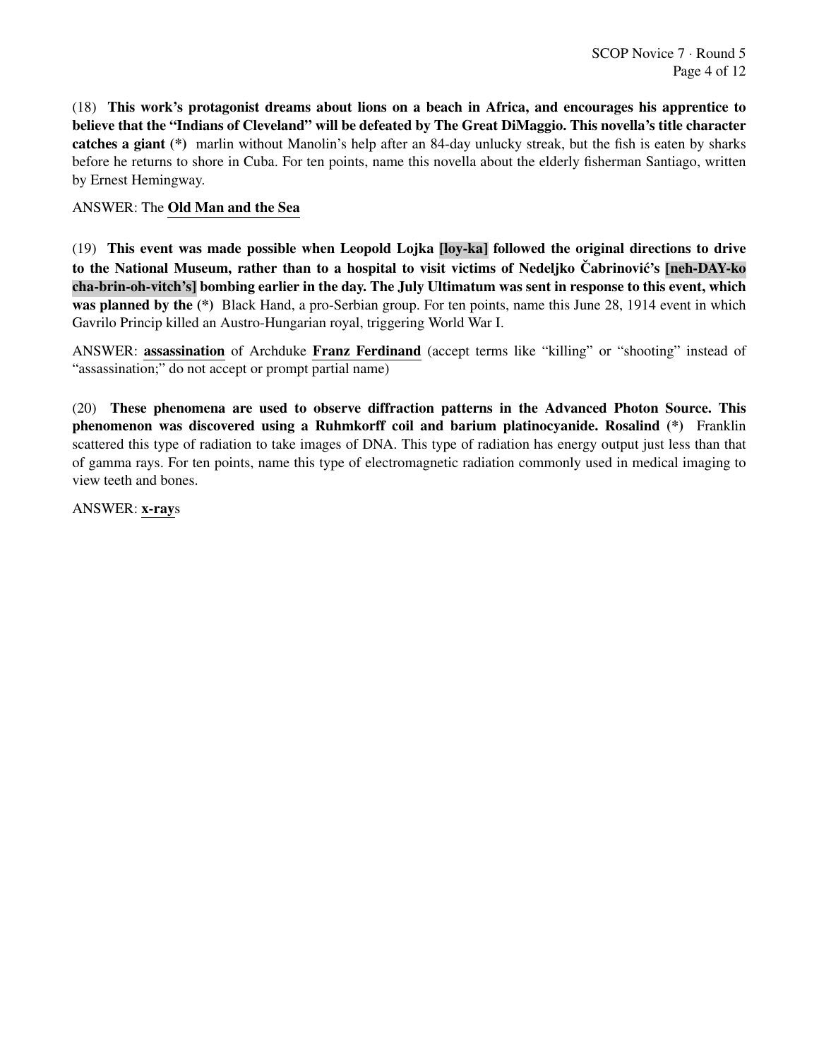(18) **This work's protagonist dreams about lions on a beach in Africa, and encourages his apprentice to believe that the "Indians of Cleveland" will be defeated by The Great DiMaggio. This novella's title character catches a giant (*)** marlin without Manolin's help after an 84-day unlucky streak, but the fish is eaten by sharks before he returns to shore in Cuba. For ten points, name this novella about the elderly fisherman Santiago, written by Ernest Hemingway.

ANSWER: The **Old Man and the Sea**

(19) **This event was made possible when Leopold Lojka [loy-ka] followed the original directions to drive to the National Museum, rather than to a hospital to visit victims of Nedeljko Čabrinović's [neh-DAY-ko cha-brin-oh-vitch's] bombing earlier in the day. The July Ultimatum was sent in response to this event, which was planned by the (*)** Black Hand, a pro-Serbian group. For ten points, name this June 28, 1914 event in which Gavrilo Princip killed an Austro-Hungarian royal, triggering World War I.

ANSWER: **assassination** of Archduke **Franz Ferdinand** (accept terms like "killing" or "shooting" instead of "assassination;" do not accept or prompt partial name)

(20) **These phenomena are used to observe diffraction patterns in the Advanced Photon Source. This phenomenon was discovered using a Ruhmkorff coil and barium platinocyanide. Rosalind (*)** Franklin scattered this type of radiation to take images of DNA. This type of radiation has energy output just less than that of gamma rays. For ten points, name this type of electromagnetic radiation commonly used in medical imaging to view teeth and bones.

ANSWER: **x-ray**s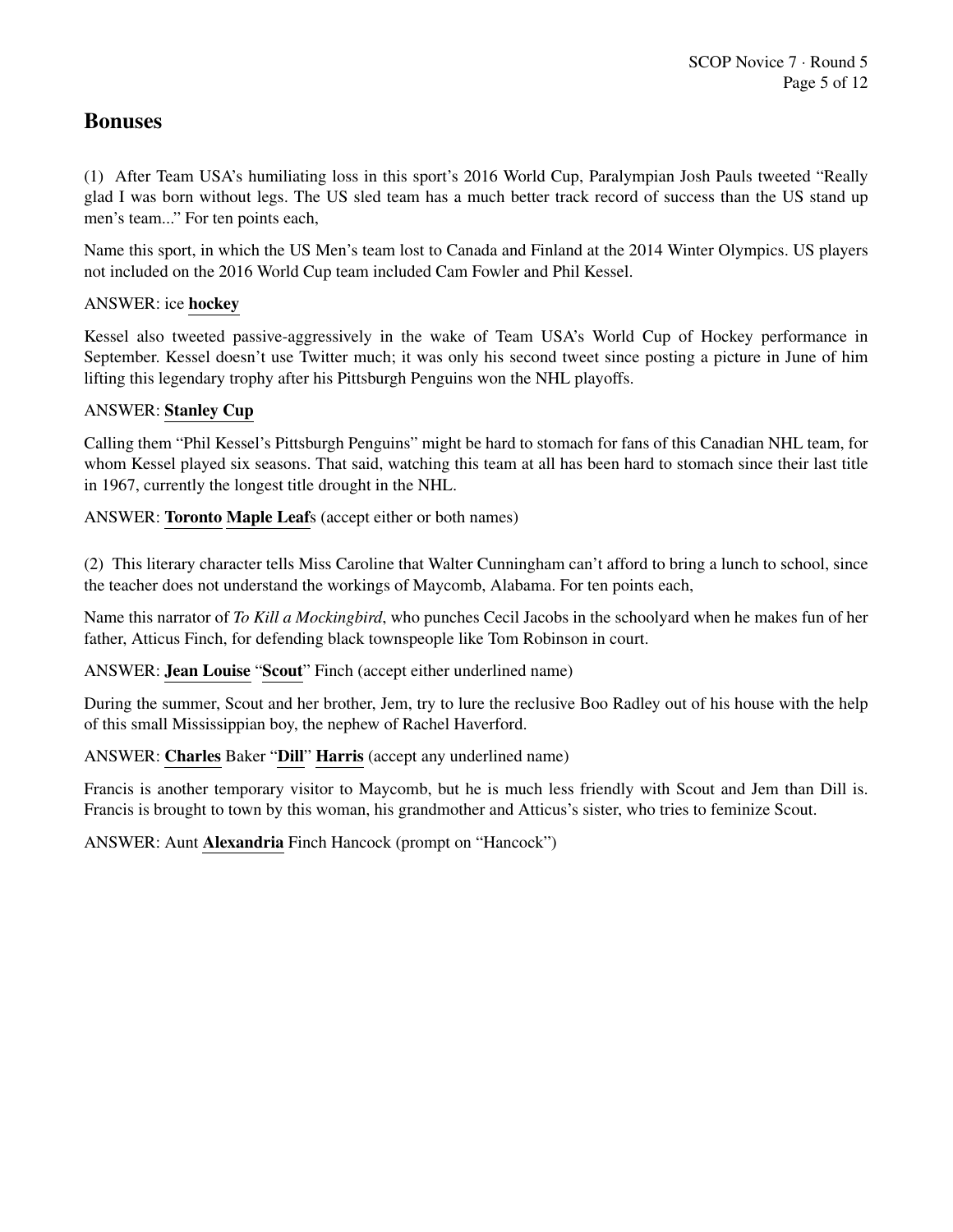## Bonuses

(1) After Team USA's humiliating loss in this sport's 2016 World Cup, Paralympian Josh Pauls tweeted "Really glad I was born without legs. The US sled team has a much better track record of success than the US stand up men's team..." For ten points each,

Name this sport, in which the US Men's team lost to Canada and Finland at the 2014 Winter Olympics. US players not included on the 2016 World Cup team included Cam Fowler and Phil Kessel.

ANSWER: ice **hockey**

Kessel also tweeted passive-aggressively in the wake of Team USA's World Cup of Hockey performance in September. Kessel doesn't use Twitter much; it was only his second tweet since posting a picture in June of him lifting this legendary trophy after his Pittsburgh Penguins won the NHL playoffs.

ANSWER: **Stanley Cup**

Calling them "Phil Kessel's Pittsburgh Penguins" might be hard to stomach for fans of this Canadian NHL team, for whom Kessel played six seasons. That said, watching this team at all has been hard to stomach since their last title in 1967, currently the longest title drought in the NHL.

ANSWER: **Toronto** **Maple Leaf**s (accept either or both names)

(2) This literary character tells Miss Caroline that Walter Cunningham can't afford to bring a lunch to school, since the teacher does not understand the workings of Maycomb, Alabama. For ten points each,

Name this narrator of *To Kill a Mockingbird*, who punches Cecil Jacobs in the schoolyard when he makes fun of her father, Atticus Finch, for defending black townspeople like Tom Robinson in court.

ANSWER: **Jean Louise** "**Scout**" Finch (accept either underlined name)

During the summer, Scout and her brother, Jem, try to lure the reclusive Boo Radley out of his house with the help of this small Mississippian boy, the nephew of Rachel Haverford.

ANSWER: **Charles** Baker "**Dill**" **Harris** (accept any underlined name)

Francis is another temporary visitor to Maycomb, but he is much less friendly with Scout and Jem than Dill is. Francis is brought to town by this woman, his grandmother and Atticus's sister, who tries to feminize Scout.

ANSWER: Aunt **Alexandria** Finch Hancock (prompt on "Hancock")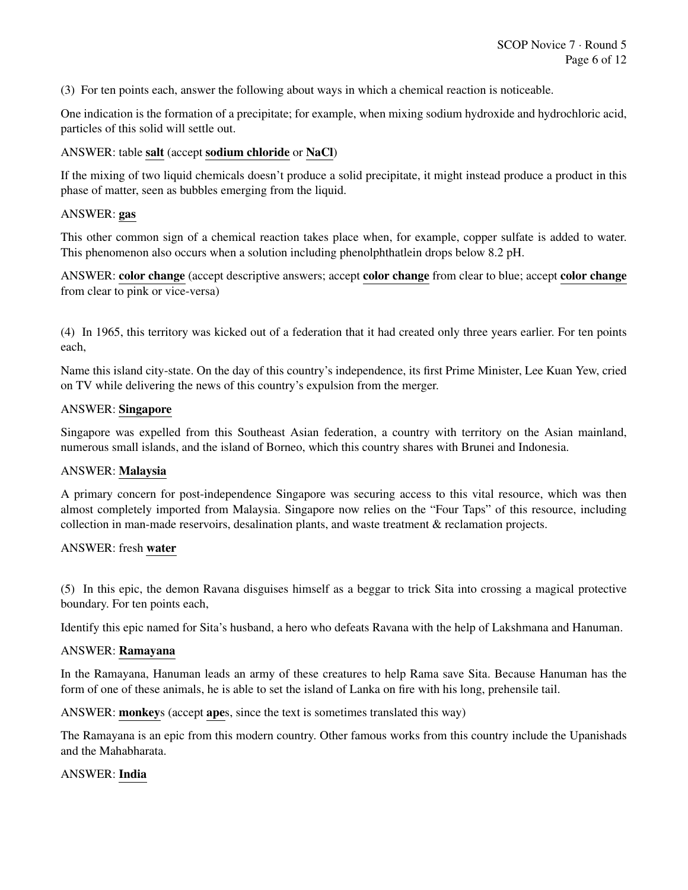(3) For ten points each, answer the following about ways in which a chemical reaction is noticeable.

One indication is the formation of a precipitate; for example, when mixing sodium hydroxide and hydrochloric acid, particles of this solid will settle out.

ANSWER: table **salt** (accept **sodium chloride** or **NaCl**)

If the mixing of two liquid chemicals doesn't produce a solid precipitate, it might instead produce a product in this phase of matter, seen as bubbles emerging from the liquid.

ANSWER: **gas**

This other common sign of a chemical reaction takes place when, for example, copper sulfate is added to water. This phenomenon also occurs when a solution including phenolphthatlein drops below 8.2 pH.

ANSWER: **color change** (accept descriptive answers; accept **color change** from clear to blue; accept **color change** from clear to pink or vice-versa)

(4) In 1965, this territory was kicked out of a federation that it had created only three years earlier. For ten points each,

Name this island city-state. On the day of this country's independence, its first Prime Minister, Lee Kuan Yew, cried on TV while delivering the news of this country's expulsion from the merger.

ANSWER: **Singapore**

Singapore was expelled from this Southeast Asian federation, a country with territory on the Asian mainland, numerous small islands, and the island of Borneo, which this country shares with Brunei and Indonesia.

ANSWER: **Malaysia**

A primary concern for post-independence Singapore was securing access to this vital resource, which was then almost completely imported from Malaysia. Singapore now relies on the "Four Taps" of this resource, including collection in man-made reservoirs, desalination plants, and waste treatment & reclamation projects.

ANSWER: fresh **water**

(5) In this epic, the demon Ravana disguises himself as a beggar to trick Sita into crossing a magical protective boundary. For ten points each,

Identify this epic named for Sita's husband, a hero who defeats Ravana with the help of Lakshmana and Hanuman.

ANSWER: **Ramayana**

In the Ramayana, Hanuman leads an army of these creatures to help Rama save Sita. Because Hanuman has the form of one of these animals, he is able to set the island of Lanka on fire with his long, prehensile tail.

ANSWER: **monkey**s (accept **ape**s, since the text is sometimes translated this way)

The Ramayana is an epic from this modern country. Other famous works from this country include the Upanishads and the Mahabharata.

ANSWER: **India**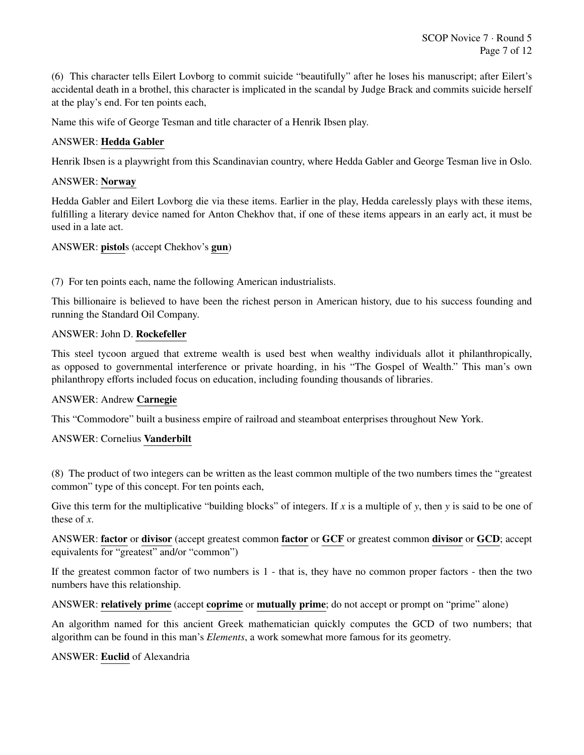(6) This character tells Eilert Lovborg to commit suicide "beautifully" after he loses his manuscript; after Eilert's accidental death in a brothel, this character is implicated in the scandal by Judge Brack and commits suicide herself at the play's end. For ten points each,

Name this wife of George Tesman and title character of a Henrik Ibsen play.

ANSWER: **Hedda Gabler**

Henrik Ibsen is a playwright from this Scandinavian country, where Hedda Gabler and George Tesman live in Oslo.

ANSWER: **Norway**

Hedda Gabler and Eilert Lovborg die via these items. Earlier in the play, Hedda carelessly plays with these items, fulfilling a literary device named for Anton Chekhov that, if one of these items appears in an early act, it must be used in a late act.

ANSWER: **pistol**s (accept Chekhov's **gun**)

(7) For ten points each, name the following American industrialists.

This billionaire is believed to have been the richest person in American history, due to his success founding and running the Standard Oil Company.

ANSWER: John D. **Rockefeller**

This steel tycoon argued that extreme wealth is used best when wealthy individuals allot it philanthropically, as opposed to governmental interference or private hoarding, in his "The Gospel of Wealth." This man's own philanthropy efforts included focus on education, including founding thousands of libraries.

ANSWER: Andrew **Carnegie**

This "Commodore" built a business empire of railroad and steamboat enterprises throughout New York.

ANSWER: Cornelius **Vanderbilt**

(8) The product of two integers can be written as the least common multiple of the two numbers times the "greatest common" type of this concept. For ten points each,

Give this term for the multiplicative "building blocks" of integers. If $x$ is a multiple of $y$, then $y$ is said to be one of these of $x$.

ANSWER: **factor** or **divisor** (accept greatest common **factor** or **GCF** or greatest common **divisor** or **GCD**; accept equivalents for "greatest" and/or "common")

If the greatest common factor of two numbers is 1 - that is, they have no common proper factors - then the two numbers have this relationship.

ANSWER: **relatively prime** (accept **coprime** or **mutually prime**; do not accept or prompt on "prime" alone)

An algorithm named for this ancient Greek mathematician quickly computes the GCD of two numbers; that algorithm can be found in this man's *Elements*, a work somewhat more famous for its geometry.

ANSWER: **Euclid** of Alexandria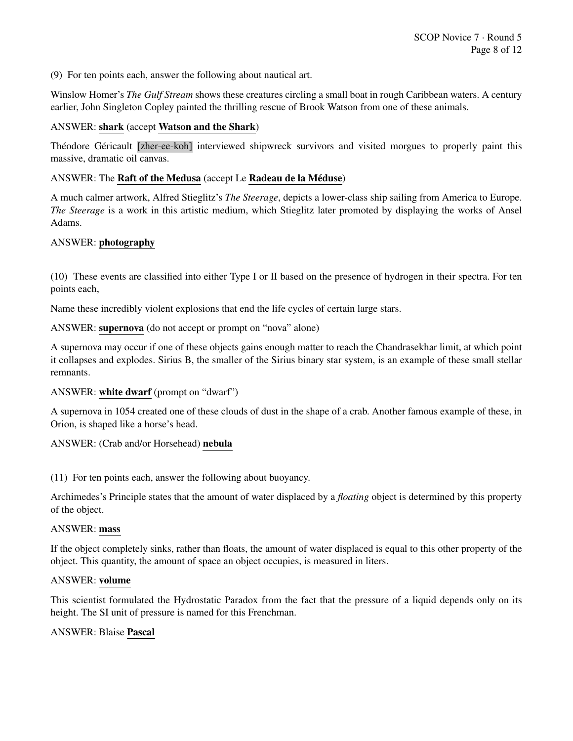(9) For ten points each, answer the following about nautical art.

Winslow Homer's *The Gulf Stream* shows these creatures circling a small boat in rough Caribbean waters. A century earlier, John Singleton Copley painted the thrilling rescue of Brook Watson from one of these animals.

ANSWER: **shark** (accept **Watson and the Shark**)

Théodore Géricault [zher-ee-koh] interviewed shipwreck survivors and visited morgues to properly paint this massive, dramatic oil canvas.

ANSWER: The **Raft of the Medusa** (accept Le **Radeau de la Méduse**)

A much calmer artwork, Alfred Stieglitz's *The Steerage*, depicts a lower-class ship sailing from America to Europe. *The Steerage* is a work in this artistic medium, which Stieglitz later promoted by displaying the works of Ansel Adams.

ANSWER: **photography**

(10) These events are classified into either Type I or II based on the presence of hydrogen in their spectra. For ten points each,

Name these incredibly violent explosions that end the life cycles of certain large stars.

ANSWER: **supernova** (do not accept or prompt on "nova" alone)

A supernova may occur if one of these objects gains enough matter to reach the Chandrasekhar limit, at which point it collapses and explodes. Sirius B, the smaller of the Sirius binary star system, is an example of these small stellar remnants.

ANSWER: **white dwarf** (prompt on "dwarf")

A supernova in 1054 created one of these clouds of dust in the shape of a crab. Another famous example of these, in Orion, is shaped like a horse's head.

ANSWER: (Crab and/or Horsehead) **nebula**

(11) For ten points each, answer the following about buoyancy.

Archimedes's Principle states that the amount of water displaced by a *floating* object is determined by this property of the object.

ANSWER: **mass**

If the object completely sinks, rather than floats, the amount of water displaced is equal to this other property of the object. This quantity, the amount of space an object occupies, is measured in liters.

ANSWER: **volume**

This scientist formulated the Hydrostatic Paradox from the fact that the pressure of a liquid depends only on its height. The SI unit of pressure is named for this Frenchman.

ANSWER: Blaise **Pascal**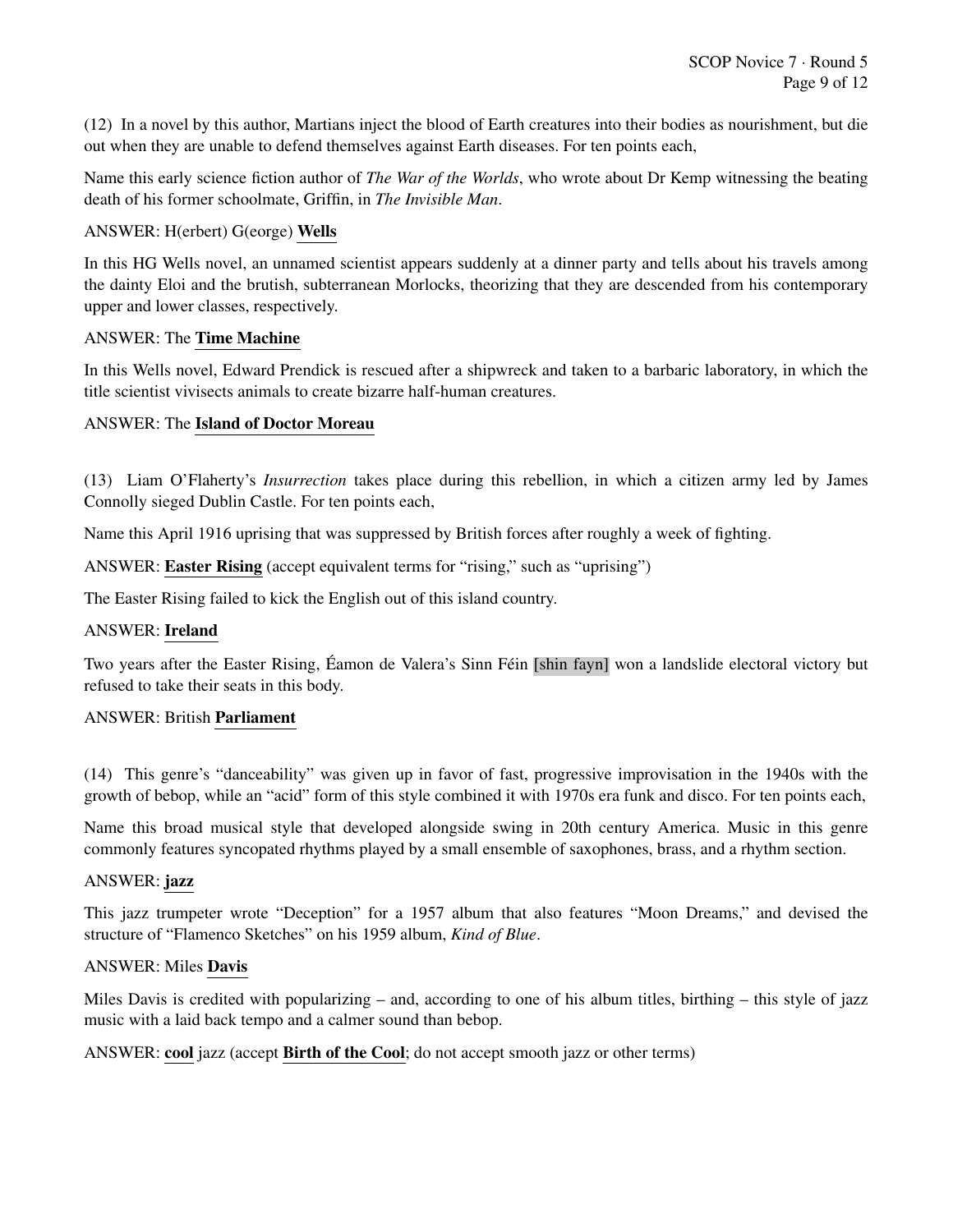(12) In a novel by this author, Martians inject the blood of Earth creatures into their bodies as nourishment, but die out when they are unable to defend themselves against Earth diseases. For ten points each,

Name this early science fiction author of *The War of the Worlds*, who wrote about Dr Kemp witnessing the beating death of his former schoolmate, Griffin, in *The Invisible Man*.

ANSWER: H(erbert) G(eorge) **Wells**

In this HG Wells novel, an unnamed scientist appears suddenly at a dinner party and tells about his travels among the dainty Eloi and the brutish, subterranean Morlocks, theorizing that they are descended from his contemporary upper and lower classes, respectively.

ANSWER: The **Time Machine**

In this Wells novel, Edward Prendick is rescued after a shipwreck and taken to a barbaric laboratory, in which the title scientist vivisects animals to create bizarre half-human creatures.

ANSWER: The **Island of Doctor Moreau**

(13) Liam O'Flaherty's *Insurrection* takes place during this rebellion, in which a citizen army led by James Connolly sieged Dublin Castle. For ten points each,

Name this April 1916 uprising that was suppressed by British forces after roughly a week of fighting.

ANSWER: **Easter Rising** (accept equivalent terms for "rising," such as "uprising")

The Easter Rising failed to kick the English out of this island country.

ANSWER: **Ireland**

Two years after the Easter Rising, Éamon de Valera's Sinn Féin [shin fayn] won a landslide electoral victory but refused to take their seats in this body.

ANSWER: British **Parliament**

(14) This genre's "danceability" was given up in favor of fast, progressive improvisation in the 1940s with the growth of bebop, while an "acid" form of this style combined it with 1970s era funk and disco. For ten points each,

Name this broad musical style that developed alongside swing in 20th century America. Music in this genre commonly features syncopated rhythms played by a small ensemble of saxophones, brass, and a rhythm section.

ANSWER: **jazz**

This jazz trumpeter wrote "Deception" for a 1957 album that also features "Moon Dreams," and devised the structure of "Flamenco Sketches" on his 1959 album, *Kind of Blue*.

ANSWER: Miles **Davis**

Miles Davis is credited with popularizing – and, according to one of his album titles, birthing – this style of jazz music with a laid back tempo and a calmer sound than bebop.

ANSWER: **cool** jazz (accept **Birth of the Cool**; do not accept smooth jazz or other terms)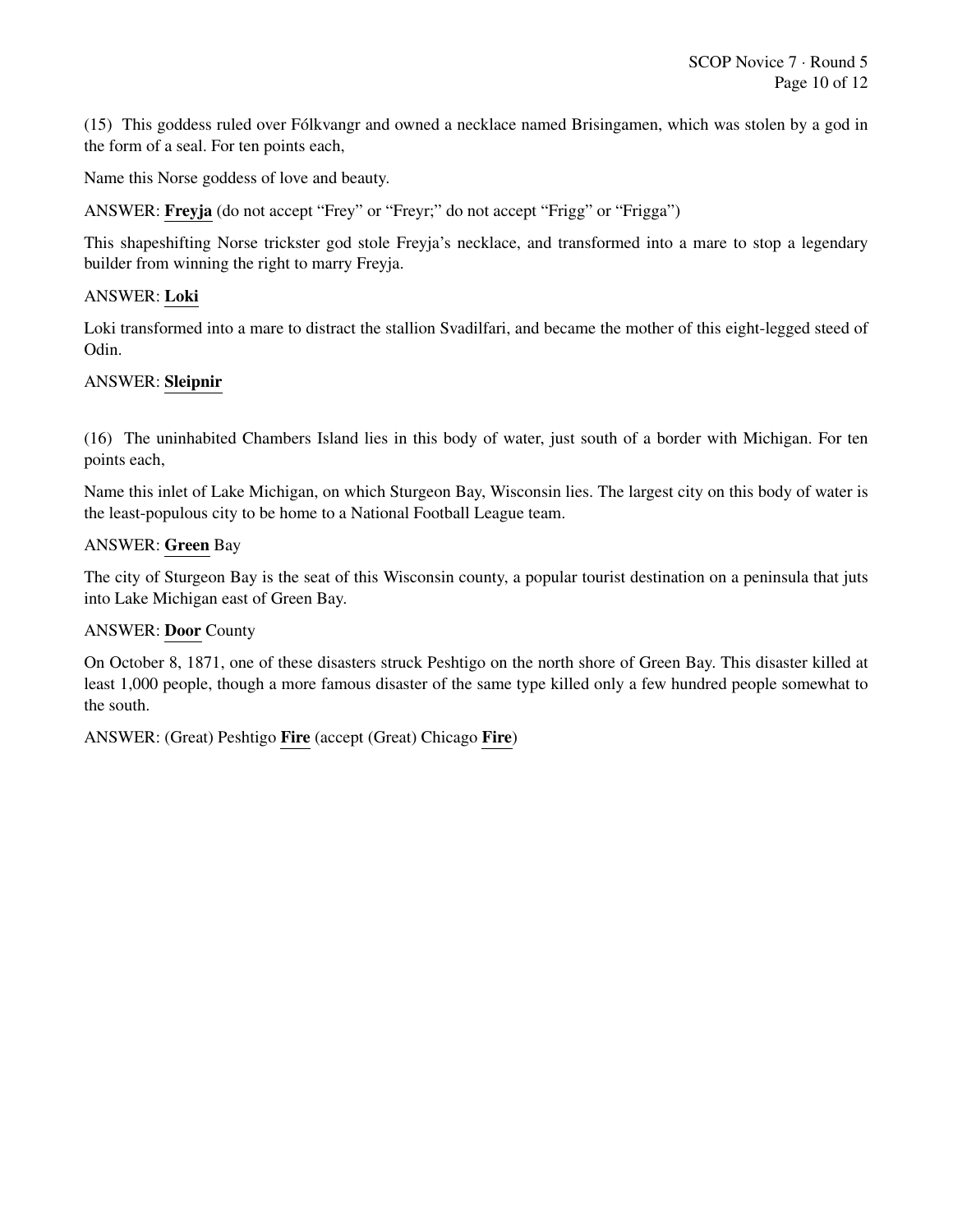(15) This goddess ruled over Fólkvangr and owned a necklace named Brisingamen, which was stolen by a god in the form of a seal. For ten points each,

Name this Norse goddess of love and beauty.

ANSWER: **Freyja** (do not accept "Frey" or "Freyr;" do not accept "Frigg" or "Frigga")

This shapeshifting Norse trickster god stole Freyja's necklace, and transformed into a mare to stop a legendary builder from winning the right to marry Freyja.

ANSWER: **Loki**

Loki transformed into a mare to distract the stallion Svadilfari, and became the mother of this eight-legged steed of Odin.

ANSWER: **Sleipnir**

(16) The uninhabited Chambers Island lies in this body of water, just south of a border with Michigan. For ten points each,

Name this inlet of Lake Michigan, on which Sturgeon Bay, Wisconsin lies. The largest city on this body of water is the least-populous city to be home to a National Football League team.

ANSWER: **Green** Bay

The city of Sturgeon Bay is the seat of this Wisconsin county, a popular tourist destination on a peninsula that juts into Lake Michigan east of Green Bay.

ANSWER: **Door** County

On October 8, 1871, one of these disasters struck Peshtigo on the north shore of Green Bay. This disaster killed at least 1,000 people, though a more famous disaster of the same type killed only a few hundred people somewhat to the south.

ANSWER: (Great) Peshtigo **Fire** (accept (Great) Chicago **Fire**)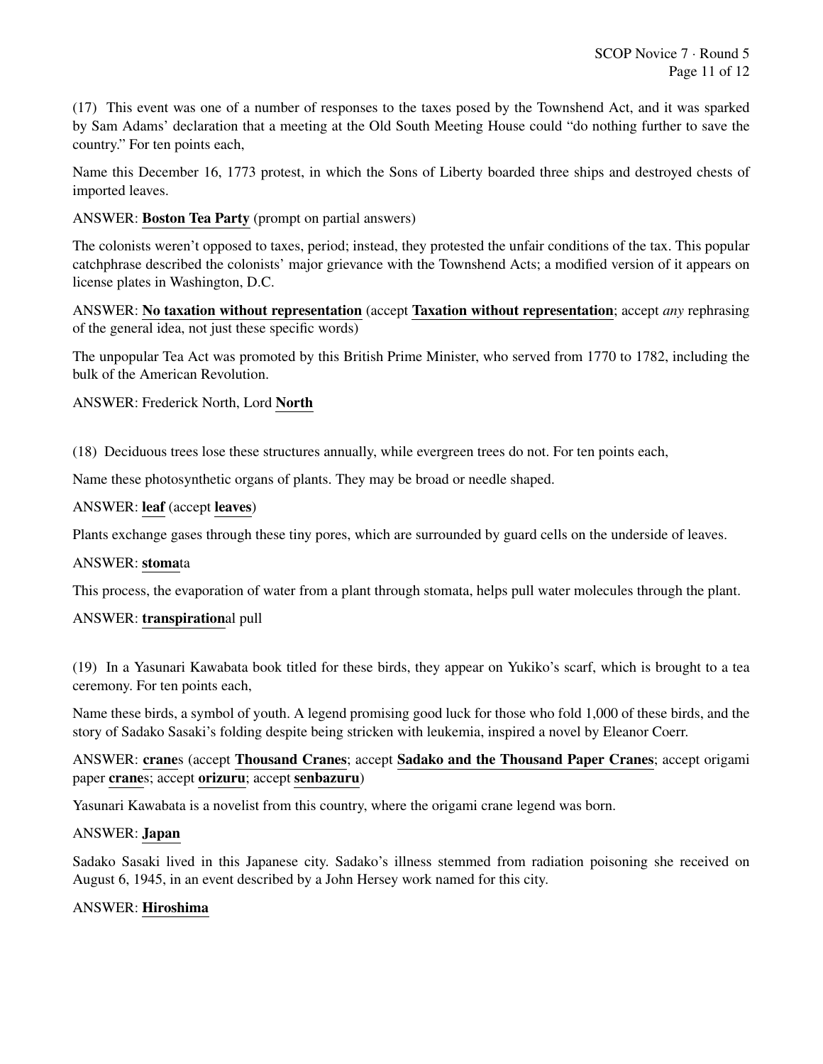(17) This event was one of a number of responses to the taxes posed by the Townshend Act, and it was sparked by Sam Adams' declaration that a meeting at the Old South Meeting House could "do nothing further to save the country." For ten points each,

Name this December 16, 1773 protest, in which the Sons of Liberty boarded three ships and destroyed chests of imported leaves.

ANSWER: **Boston Tea Party** (prompt on partial answers)

The colonists weren't opposed to taxes, period; instead, they protested the unfair conditions of the tax. This popular catchphrase described the colonists' major grievance with the Townshend Acts; a modified version of it appears on license plates in Washington, D.C.

ANSWER: **No taxation without representation** (accept **Taxation without representation**; accept *any* rephrasing of the general idea, not just these specific words)

The unpopular Tea Act was promoted by this British Prime Minister, who served from 1770 to 1782, including the bulk of the American Revolution.

ANSWER: Frederick North, Lord **North**

(18) Deciduous trees lose these structures annually, while evergreen trees do not. For ten points each,

Name these photosynthetic organs of plants. They may be broad or needle shaped.

ANSWER: **leaf** (accept **leaves**)

Plants exchange gases through these tiny pores, which are surrounded by guard cells on the underside of leaves.

ANSWER: **stoma**ta

This process, the evaporation of water from a plant through stomata, helps pull water molecules through the plant.

ANSWER: **transpiration**al pull

(19) In a Yasunari Kawabata book titled for these birds, they appear on Yukiko's scarf, which is brought to a tea ceremony. For ten points each,

Name these birds, a symbol of youth. A legend promising good luck for those who fold 1,000 of these birds, and the story of Sadako Sasaki's folding despite being stricken with leukemia, inspired a novel by Eleanor Coerr.

ANSWER: **crane**s (accept **Thousand Cranes**; accept **Sadako and the Thousand Paper Cranes**; accept origami paper **crane**s; accept **orizuru**; accept **senbazuru**)

Yasunari Kawabata is a novelist from this country, where the origami crane legend was born.

ANSWER: **Japan**

Sadako Sasaki lived in this Japanese city. Sadako's illness stemmed from radiation poisoning she received on August 6, 1945, in an event described by a John Hersey work named for this city.

ANSWER: **Hiroshima**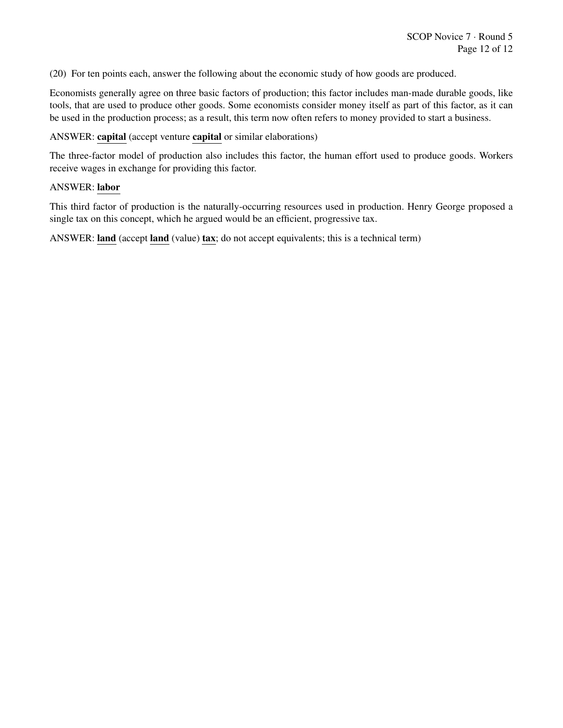(20) For ten points each, answer the following about the economic study of how goods are produced.

Economists generally agree on three basic factors of production; this factor includes man-made durable goods, like tools, that are used to produce other goods. Some economists consider money itself as part of this factor, as it can be used in the production process; as a result, this term now often refers to money provided to start a business.

ANSWER: **capital** (accept venture **capital** or similar elaborations)

The three-factor model of production also includes this factor, the human effort used to produce goods. Workers receive wages in exchange for providing this factor.

ANSWER: **labor**

This third factor of production is the naturally-occurring resources used in production. Henry George proposed a single tax on this concept, which he argued would be an efficient, progressive tax.

ANSWER: **land** (accept **land** (value) **tax**; do not accept equivalents; this is a technical term)